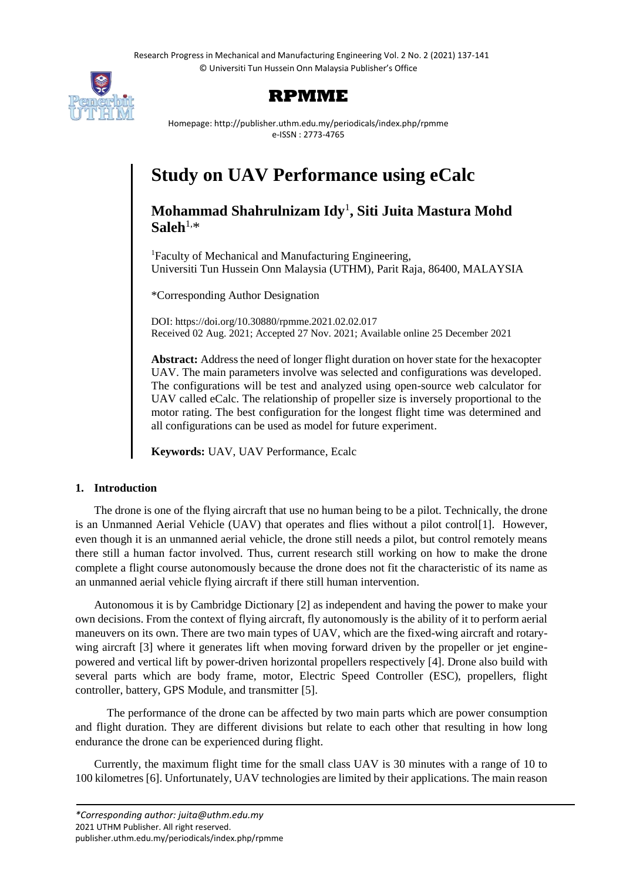# Study on UAV Performance using eCalc

**Mohammad Shahrulnizam Idy**[1]**, Siti Juita Mastura Mohd Saleh**[1,*]

[1]Faculty of Mechanical and Manufacturing Engineering, Universiti Tun Hussein Onn Malaysia (UTHM), Parit Raja, 86400, MALAYSIA

*Corresponding Author Designation

DOI: https://doi.org/10.30880/rpmme.2021.02.02.017
Received 02 Aug. 2021; Accepted 27 Nov. 2021; Available online 25 December 2021

**Abstract:** Address the need of longer flight duration on hover state for the hexacopter UAV. The main parameters involve was selected and configurations was developed. The configurations will be test and analyzed using open-source web calculator for UAV called eCalc. The relationship of propeller size is inversely proportional to the motor rating. The best configuration for the longest flight time was determined and all configurations can be used as model for future experiment.

**Keywords:** UAV, UAV Performance, Ecalc

## 1. Introduction

The drone is one of the flying aircraft that use no human being to be a pilot. Technically, the drone is an Unmanned Aerial Vehicle (UAV) that operates and flies without a pilot control[1]. However, even though it is an unmanned aerial vehicle, the drone still needs a pilot, but control remotely means there still a human factor involved. Thus, current research still working on how to make the drone complete a flight course autonomously because the drone does not fit the characteristic of its name as an unmanned aerial vehicle flying aircraft if there still human intervention.

Autonomous it is by Cambridge Dictionary [2] as independent and having the power to make your own decisions. From the context of flying aircraft, fly autonomously is the ability of it to perform aerial maneuvers on its own. There are two main types of UAV, which are the fixed-wing aircraft and rotary-wing aircraft [3] where it generates lift when moving forward driven by the propeller or jet engine-powered and vertical lift by power-driven horizontal propellers respectively [4]. Drone also build with several parts which are body frame, motor, Electric Speed Controller (ESC), propellers, flight controller, battery, GPS Module, and transmitter [5].

The performance of the drone can be affected by two main parts which are power consumption and flight duration. They are different divisions but relate to each other that resulting in how long endurance the drone can be experienced during flight.

Currently, the maximum flight time for the small class UAV is 30 minutes with a range of 10 to 100 kilometres [6]. Unfortunately, UAV technologies are limited by their applications. The main reason

*\*Corresponding author: juita@uthm.edu.my*
2021 UTHM Publisher. All right reserved.
publisher.uthm.edu.my/periodicals/index.php/rpmme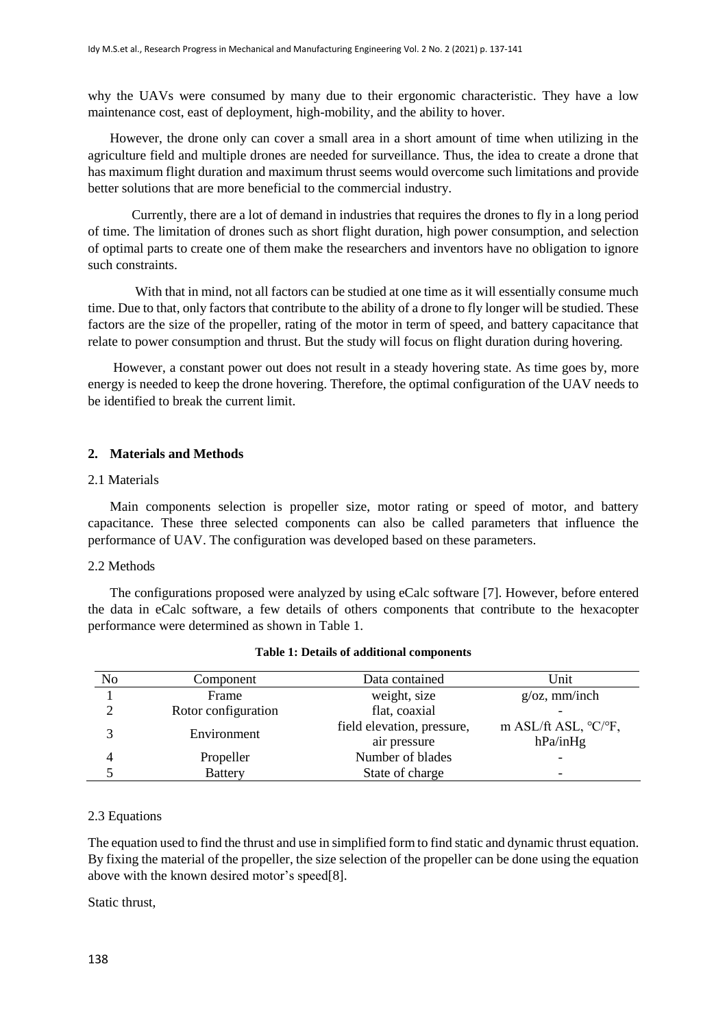why the UAVs were consumed by many due to their ergonomic characteristic. They have a low maintenance cost, east of deployment, high-mobility, and the ability to hover.

However, the drone only can cover a small area in a short amount of time when utilizing in the agriculture field and multiple drones are needed for surveillance. Thus, the idea to create a drone that has maximum flight duration and maximum thrust seems would overcome such limitations and provide better solutions that are more beneficial to the commercial industry.

Currently, there are a lot of demand in industries that requires the drones to fly in a long period of time. The limitation of drones such as short flight duration, high power consumption, and selection of optimal parts to create one of them make the researchers and inventors have no obligation to ignore such constraints.

With that in mind, not all factors can be studied at one time as it will essentially consume much time. Due to that, only factors that contribute to the ability of a drone to fly longer will be studied. These factors are the size of the propeller, rating of the motor in term of speed, and battery capacitance that relate to power consumption and thrust. But the study will focus on flight duration during hovering.

However, a constant power out does not result in a steady hovering state. As time goes by, more energy is needed to keep the drone hovering. Therefore, the optimal configuration of the UAV needs to be identified to break the current limit.

## 2. Materials and Methods

### 2.1 Materials

Main components selection is propeller size, motor rating or speed of motor, and battery capacitance. These three selected components can also be called parameters that influence the performance of UAV. The configuration was developed based on these parameters.

### 2.2 Methods

The configurations proposed were analyzed by using eCalc software [7]. However, before entered the data in eCalc software, a few details of others components that contribute to the hexacopter performance were determined as shown in Table 1.

**Table 1: Details of additional components**

| No | Component | Data contained | Unit |
|---|---|---|---|
| 1 | Frame | weight, size | g/oz, mm/inch |
| 2 | Rotor configuration | flat, coaxial | - |
| 3 | Environment | field elevation, pressure, air pressure | m ASL/ft ASL, °C/°F, hPa/inHg |
| 4 | Propeller | Number of blades | - |
| 5 | Battery | State of charge | - |

### 2.3 Equations

The equation used to find the thrust and use in simplified form to find static and dynamic thrust equation. By fixing the material of the propeller, the size selection of the propeller can be done using the equation above with the known desired motor's speed[8].

Static thrust,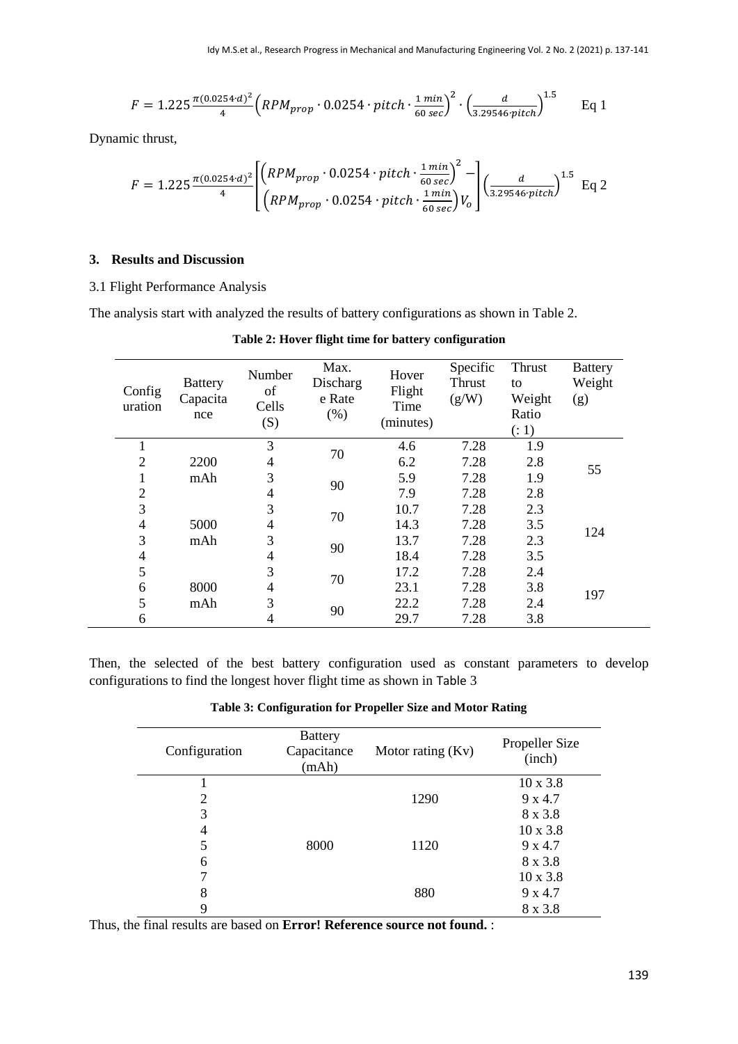$$F = 1.225 \frac{\pi(0.0254 \cdot d)^2}{4} \left( RPM_{prop} \cdot 0.0254 \cdot pitch \cdot \frac{1\,min}{60\,sec} \right)^2 \cdot \left( \frac{d}{3.29546 \cdot pitch} \right)^{1.5} \quad \text{Eq 1}$$

Dynamic thrust,

$$F = 1.225 \frac{\pi(0.0254 \cdot d)^2}{4} \left[ \begin{array}{l} \left( RPM_{prop} \cdot 0.0254 \cdot pitch \cdot \frac{1\,min}{60\,sec} \right)^2 - \\ \left( RPM_{prop} \cdot 0.0254 \cdot pitch \cdot \frac{1\,min}{60\,sec} \right) V_o \end{array} \right] \left( \frac{d}{3.29546 \cdot pitch} \right)^{1.5} \quad \text{Eq 2}$$

## 3. Results and Discussion

### 3.1 Flight Performance Analysis

The analysis start with analyzed the results of battery configurations as shown in Table 2.

**Table 2: Hover flight time for battery configuration**

| Configuration | Battery Capacitance | Number of Cells (S) | Max. Discharge Rate (%) | Hover Flight Time (minutes) | Specific Thrust (g/W) | Thrust to Weight Ratio (: 1) | Battery Weight (g) |
|---|---|---|---|---|---|---|---|
| 1 | 2200 mAh | 3 | 70 | 4.6 | 7.28 | 1.9 | 55 |
| 2 | | 4 | | 6.2 | 7.28 | 2.8 | |
| 1 | | 3 | 90 | 5.9 | 7.28 | 1.9 | |
| 2 | | 4 | | 7.9 | 7.28 | 2.8 | |
| 3 | 5000 mAh | 3 | 70 | 10.7 | 7.28 | 2.3 | 124 |
| 4 | | 4 | | 14.3 | 7.28 | 3.5 | |
| 3 | | 3 | 90 | 13.7 | 7.28 | 2.3 | |
| 4 | | 4 | | 18.4 | 7.28 | 3.5 | |
| 5 | 8000 mAh | 3 | 70 | 17.2 | 7.28 | 2.4 | 197 |
| 6 | | 4 | | 23.1 | 7.28 | 3.8 | |
| 5 | | 3 | 90 | 22.2 | 7.28 | 2.4 | |
| 6 | | 4 | | 29.7 | 7.28 | 3.8 | |

Then, the selected of the best battery configuration used as constant parameters to develop configurations to find the longest hover flight time as shown in Table 3

**Table 3: Configuration for Propeller Size and Motor Rating**

| Configuration | Battery Capacitance (mAh) | Motor rating (Kv) | Propeller Size (inch) |
|---|---|---|---|
| 1 | 8000 | 1290 | 10 x 3.8 |
| 2 | | | 9 x 4.7 |
| 3 | | | 8 x 3.8 |
| 4 | | 1120 | 10 x 3.8 |
| 5 | | | 9 x 4.7 |
| 6 | | | 8 x 3.8 |
| 7 | | 880 | 10 x 3.8 |
| 8 | | | 9 x 4.7 |
| 9 | | | 8 x 3.8 |

Thus, the final results are based on **Error! Reference source not found.** :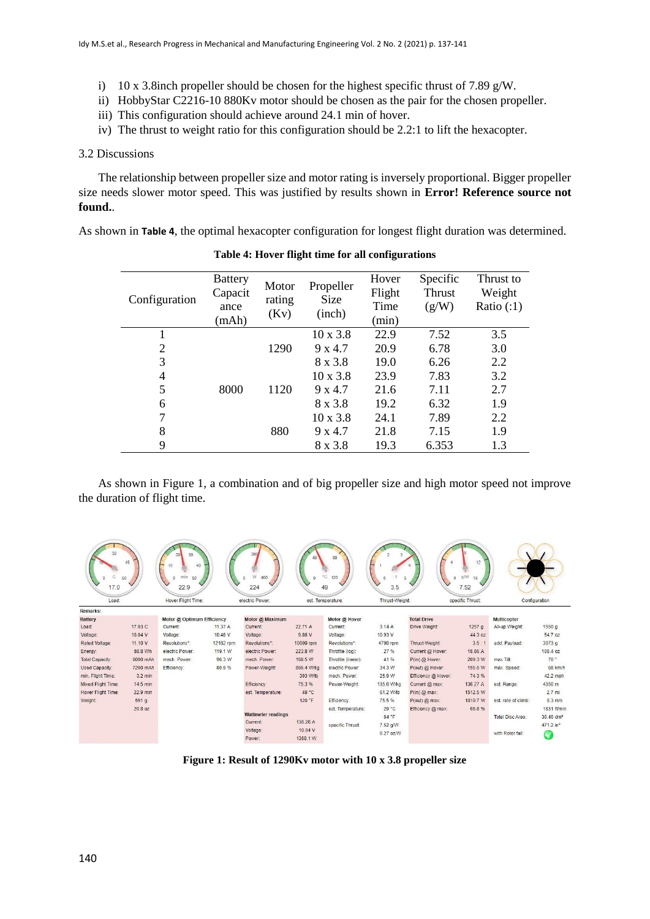i) 10 x 3.8inch propeller should be chosen for the highest specific thrust of 7.89 g/W.
ii) HobbyStar C2216-10 880Kv motor should be chosen as the pair for the chosen propeller.
iii) This configuration should achieve around 24.1 min of hover.
iv) The thrust to weight ratio for this configuration should be 2.2:1 to lift the hexacopter.

3.2 Discussions

The relationship between propeller size and motor rating is inversely proportional. Bigger propeller size needs slower motor speed. This was justified by results shown in **Error! Reference source not found.**.

As shown in **Table 4**, the optimal hexacopter configuration for longest flight duration was determined.

**Table 4: Hover flight time for all configurations**

| Configuration | Battery Capacitance (mAh) | Motor rating (Kv) | Propeller Size (inch) | Hover Flight Time (min) | Specific Thrust (g/W) | Thrust to Weight Ratio (:1) |
|---|---|---|---|---|---|---|
| 1 | | | 10 x 3.8 | 22.9 | 7.52 | 3.5 |
| 2 | | 1290 | 9 x 4.7 | 20.9 | 6.78 | 3.0 |
| 3 | | | 8 x 3.8 | 19.0 | 6.26 | 2.2 |
| 4 | | | 10 x 3.8 | 23.9 | 7.83 | 3.2 |
| 5 | 8000 | 1120 | 9 x 4.7 | 21.6 | 7.11 | 2.7 |
| 6 | | | 8 x 3.8 | 19.2 | 6.32 | 1.9 |
| 7 | | | 10 x 3.8 | 24.1 | 7.89 | 2.2 |
| 8 | | 880 | 9 x 4.7 | 21.8 | 7.15 | 1.9 |
| 9 | | | 8 x 3.8 | 19.3 | 6.353 | 1.3 |

As shown in Figure 1, a combination and of big propeller size and high motor speed not improve the duration of flight time.

**Figure 1: Result of 1290Kv motor with 10 x 3.8 propeller size**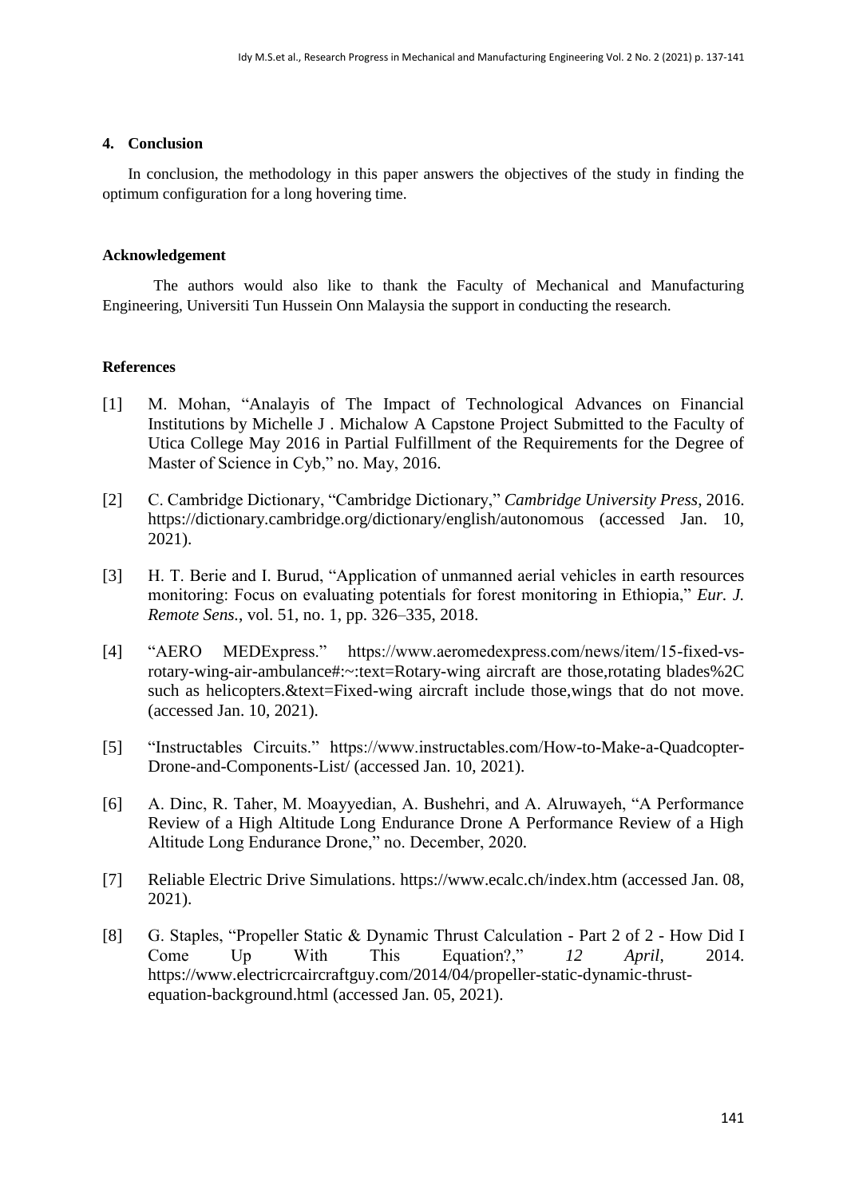## 4. Conclusion

In conclusion, the methodology in this paper answers the objectives of the study in finding the optimum configuration for a long hovering time.

### Acknowledgement

The authors would also like to thank the Faculty of Mechanical and Manufacturing Engineering, Universiti Tun Hussein Onn Malaysia the support in conducting the research.

### References

[1] M. Mohan, "Analayis of The Impact of Technological Advances on Financial Institutions by Michelle J . Michalow A Capstone Project Submitted to the Faculty of Utica College May 2016 in Partial Fulfillment of the Requirements for the Degree of Master of Science in Cyb," no. May, 2016.

[2] C. Cambridge Dictionary, "Cambridge Dictionary," *Cambridge University Press*, 2016. https://dictionary.cambridge.org/dictionary/english/autonomous (accessed Jan. 10, 2021).

[3] H. T. Berie and I. Burud, "Application of unmanned aerial vehicles in earth resources monitoring: Focus on evaluating potentials for forest monitoring in Ethiopia," *Eur. J. Remote Sens.*, vol. 51, no. 1, pp. 326–335, 2018.

[4] "AERO MEDExpress." https://www.aeromedexpress.com/news/item/15-fixed-vs-rotary-wing-air-ambulance#:~:text=Rotary-wing aircraft are those,rotating blades%2C such as helicopters.&text=Fixed-wing aircraft include those,wings that do not move. (accessed Jan. 10, 2021).

[5] "Instructables Circuits." https://www.instructables.com/How-to-Make-a-Quadcopter-Drone-and-Components-List/ (accessed Jan. 10, 2021).

[6] A. Dinc, R. Taher, M. Moayyedian, A. Bushehri, and A. Alruwayeh, "A Performance Review of a High Altitude Long Endurance Drone A Performance Review of a High Altitude Long Endurance Drone," no. December, 2020.

[7] Reliable Electric Drive Simulations. https://www.ecalc.ch/index.htm (accessed Jan. 08, 2021).

[8] G. Staples, "Propeller Static & Dynamic Thrust Calculation - Part 2 of 2 - How Did I Come Up With This Equation?," *12 April*, 2014. https://www.electricrcaircraftguy.com/2014/04/propeller-static-dynamic-thrust-equation-background.html (accessed Jan. 05, 2021).